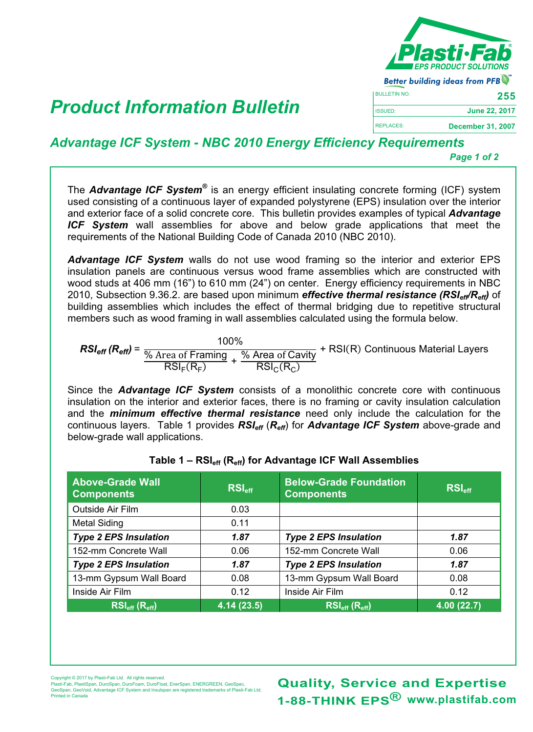Plasti·Fab
EPS PRODUCT SOLUTIONS
Better building ideas from PFB

| | |
|---|---|
| BULLETIN NO. | 255 |
| ISSUED: | June 22, 2017 |
| REPLACES: | December 31, 2007 |

# Product Information Bulletin

## Advantage ICF System - NBC 2010 Energy Efficiency Requirements

The ***Advantage ICF System***® is an energy efficient insulating concrete forming (ICF) system used consisting of a continuous layer of expanded polystyrene (EPS) insulation over the interior and exterior face of a solid concrete core. This bulletin provides examples of typical ***Advantage ICF System*** wall assemblies for above and below grade applications that meet the requirements of the National Building Code of Canada 2010 (NBC 2010).

***Advantage ICF System*** walls do not use wood framing so the interior and exterior EPS insulation panels are continuous versus wood frame assemblies which are constructed with wood studs at 406 mm (16") to 610 mm (24") on center. Energy efficiency requirements in NBC 2010, Subsection 9.36.2. are based upon minimum ***effective thermal resistance ($RSI_{eff}/R_{eff}$)*** of building assemblies which includes the effect of thermal bridging due to repetitive structural members such as wood framing in wall assemblies calculated using the formula below.

$$RSI_{eff}\,(R_{eff}) = \frac{100\%}{\dfrac{\%\text{ Area of Framing}}{RSI_F(R_F)} + \dfrac{\%\text{ Area of Cavity}}{RSI_C(R_C)}} + \text{RSI(R) Continuous Material Layers}$$

Since the ***Advantage ICF System*** consists of a monolithic concrete core with continuous insulation on the interior and exterior faces, there is no framing or cavity insulation calculation and the ***minimum effective thermal resistance*** need only include the calculation for the continuous layers. Table 1 provides ***$RSI_{eff}$*** (***$R_{eff}$***) for ***Advantage ICF System*** above-grade and below-grade wall applications.

**Table 1 – $RSI_{eff}$ ($R_{eff}$) for Advantage ICF Wall Assemblies**

| Above-Grade Wall Components | $RSI_{eff}$ | Below-Grade Foundation Components | $RSI_{eff}$ |
|---|---|---|---|
| Outside Air Film | 0.03 | | |
| Metal Siding | 0.11 | | |
| ***Type 2 EPS Insulation*** | ***1.87*** | ***Type 2 EPS Insulation*** | ***1.87*** |
| 152-mm Concrete Wall | 0.06 | 152-mm Concrete Wall | 0.06 |
| ***Type 2 EPS Insulation*** | ***1.87*** | ***Type 2 EPS Insulation*** | ***1.87*** |
| 13-mm Gypsum Wall Board | 0.08 | 13-mm Gypsum Wall Board | 0.08 |
| Inside Air Film | 0.12 | Inside Air Film | 0.12 |
| **$RSI_{eff}$ ($R_{eff}$)** | **4.14 (23.5)** | **$RSI_{eff}$ ($R_{eff}$)** | **4.00 (22.7)** |

Copyright © 2017 by Plasti-Fab Ltd. All rights reserved.
Plasti-Fab, PlastiSpan, DuroSpan, DuroFoam, DuroFloat, EnerSpan, ENERGREEN, GeoSpec, GeoSpan, GeoVoid, Advantage ICF System and Insulspan are registered trademarks of Plasti-Fab Ltd.
Printed in Canada

Quality, Service and Expertise
1-88-THINK EPS® www.plastifab.com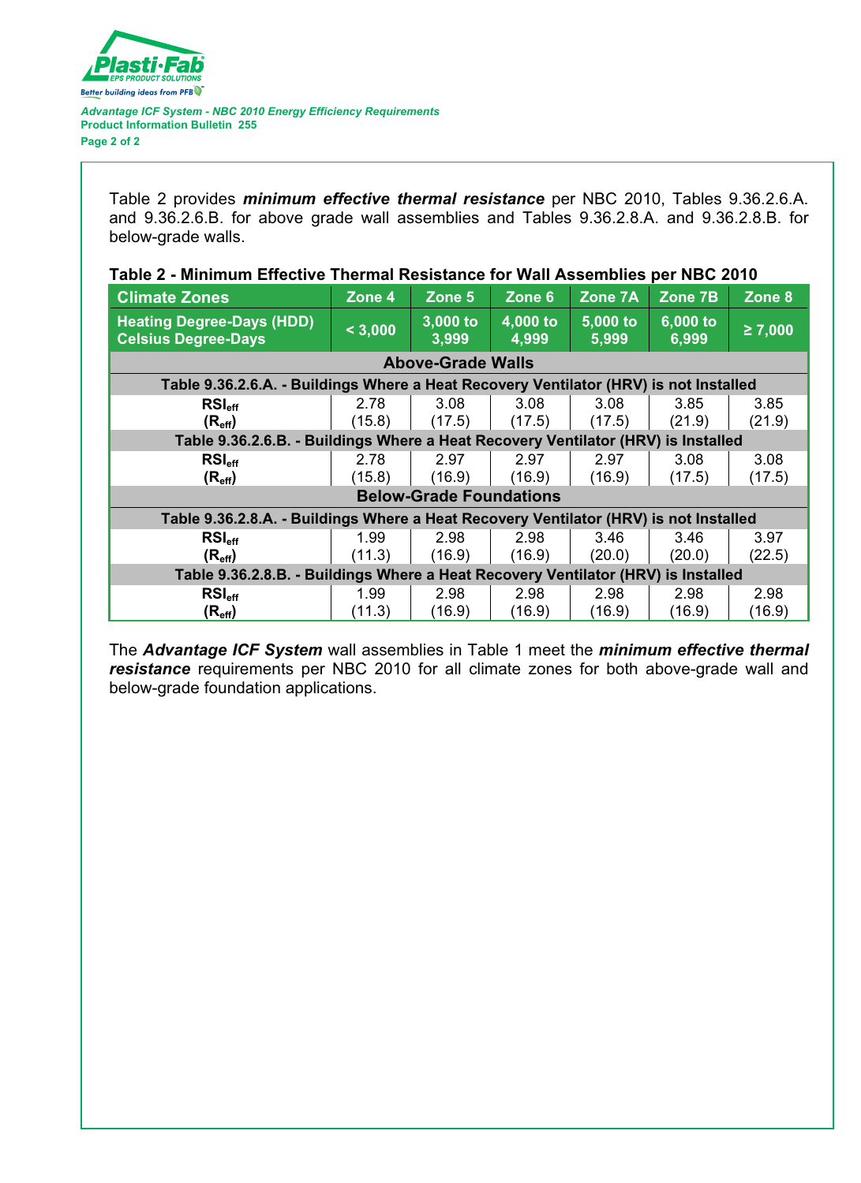Table 2 provides ***minimum effective thermal resistance*** per NBC 2010, Tables 9.36.2.6.A. and 9.36.2.6.B. for above grade wall assemblies and Tables 9.36.2.8.A. and 9.36.2.8.B. for below-grade walls.

**Table 2 - Minimum Effective Thermal Resistance for Wall Assemblies per NBC 2010**

| Climate Zones | Zone 4 | Zone 5 | Zone 6 | Zone 7A | Zone 7B | Zone 8 |
|---|---|---|---|---|---|---|
| **Heating Degree-Days (HDD) Celsius Degree-Days** | **< 3,000** | **3,000 to 3,999** | **4,000 to 4,999** | **5,000 to 5,999** | **6,000 to 6,999** | **≥ 7,000** |
| **Above-Grade Walls** | | | | | | |
| **Table 9.36.2.6.A. - Buildings Where a Heat Recovery Ventilator (HRV) is not Installed** | | | | | | |
| **$RSI_{eff}$ ($R_{eff}$)** | 2.78 (15.8) | 3.08 (17.5) | 3.08 (17.5) | 3.08 (17.5) | 3.85 (21.9) | 3.85 (21.9) |
| **Table 9.36.2.6.B. - Buildings Where a Heat Recovery Ventilator (HRV) is Installed** | | | | | | |
| **$RSI_{eff}$ ($R_{eff}$)** | 2.78 (15.8) | 2.97 (16.9) | 2.97 (16.9) | 2.97 (16.9) | 3.08 (17.5) | 3.08 (17.5) |
| **Below-Grade Foundations** | | | | | | |
| **Table 9.36.2.8.A. - Buildings Where a Heat Recovery Ventilator (HRV) is not Installed** | | | | | | |
| **$RSI_{eff}$ ($R_{eff}$)** | 1.99 (11.3) | 2.98 (16.9) | 2.98 (16.9) | 3.46 (20.0) | 3.46 (20.0) | 3.97 (22.5) |
| **Table 9.36.2.8.B. - Buildings Where a Heat Recovery Ventilator (HRV) is Installed** | | | | | | |
| **$RSI_{eff}$ ($R_{eff}$)** | 1.99 (11.3) | 2.98 (16.9) | 2.98 (16.9) | 2.98 (16.9) | 2.98 (16.9) | 2.98 (16.9) |

The ***Advantage ICF System*** wall assemblies in Table 1 meet the ***minimum effective thermal resistance*** requirements per NBC 2010 for all climate zones for both above-grade wall and below-grade foundation applications.